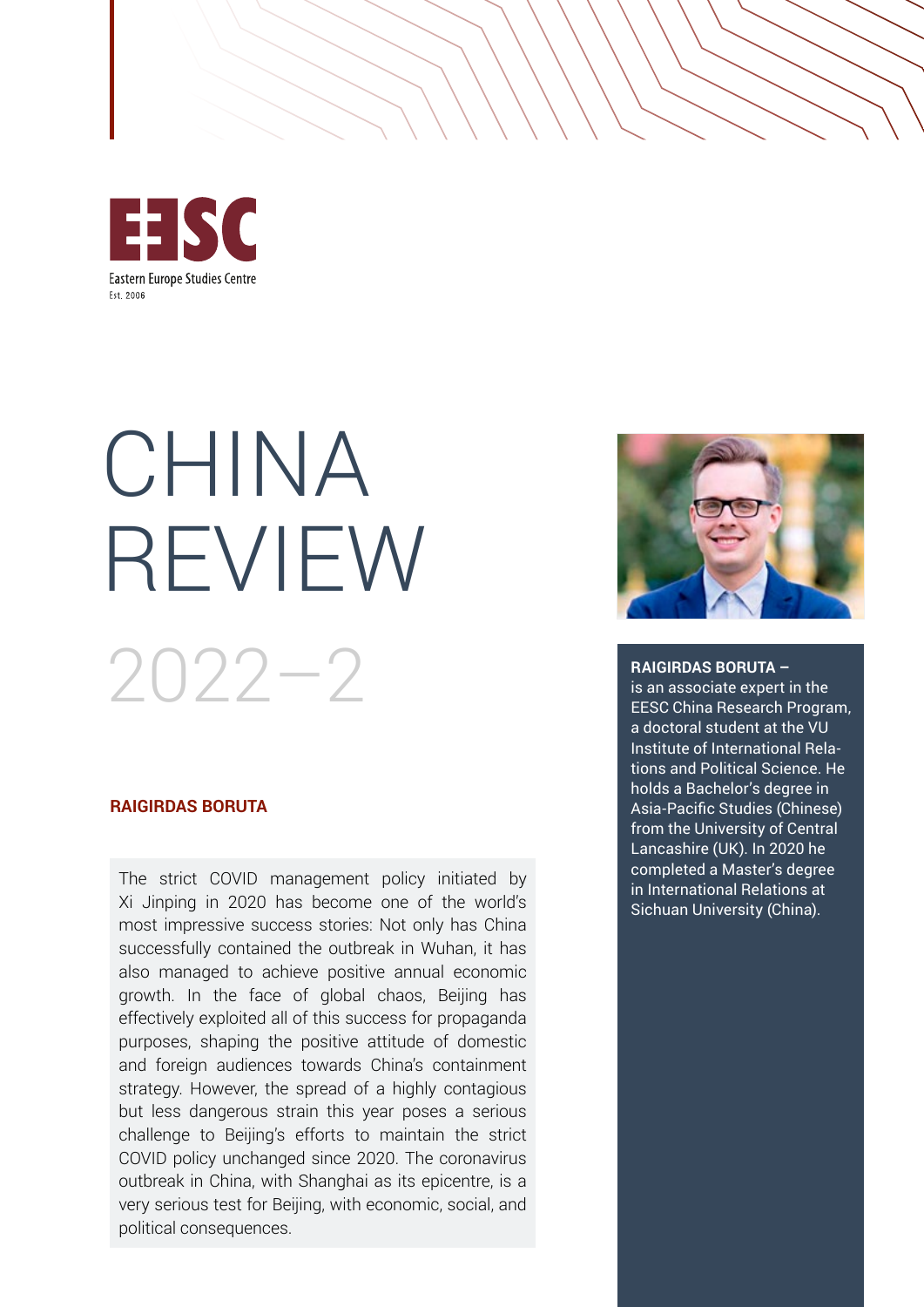Eastern Europe Studies Centre
Est. 2006

# CHINA REVIEW

2022–2

**RAIGIRDAS BORUTA**

The strict COVID management policy initiated by Xi Jinping in 2020 has become one of the world's most impressive success stories: Not only has China successfully contained the outbreak in Wuhan, it has also managed to achieve positive annual economic growth. In the face of global chaos, Beijing has effectively exploited all of this success for propaganda purposes, shaping the positive attitude of domestic and foreign audiences towards China's containment strategy. However, the spread of a highly contagious but less dangerous strain this year poses a serious challenge to Beijing's efforts to maintain the strict COVID policy unchanged since 2020. The coronavirus outbreak in China, with Shanghai as its epicentre, is a very serious test for Beijing, with economic, social, and political consequences.

**RAIGIRDAS BORUTA –** is an associate expert in the EESC China Research Program, a doctoral student at the VU Institute of International Relations and Political Science. He holds a Bachelor's degree in Asia-Pacific Studies (Chinese) from the University of Central Lancashire (UK). In 2020 he completed a Master's degree in International Relations at Sichuan University (China).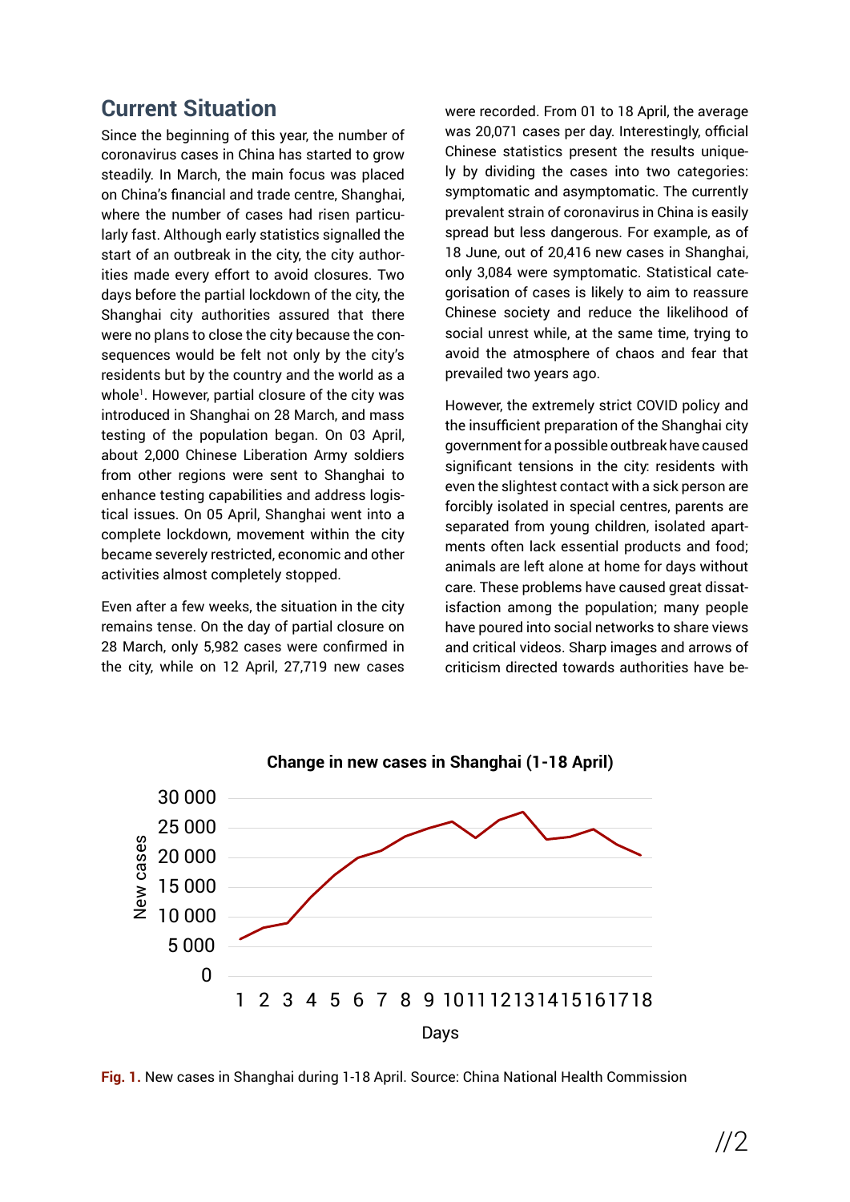## Current Situation

Since the beginning of this year, the number of coronavirus cases in China has started to grow steadily. In March, the main focus was placed on China's financial and trade centre, Shanghai, where the number of cases had risen particularly fast. Although early statistics signalled the start of an outbreak in the city, the city authorities made every effort to avoid closures. Two days before the partial lockdown of the city, the Shanghai city authorities assured that there were no plans to close the city because the consequences would be felt not only by the city's residents but by the country and the world as a whole[1]. However, partial closure of the city was introduced in Shanghai on 28 March, and mass testing of the population began. On 03 April, about 2,000 Chinese Liberation Army soldiers from other regions were sent to Shanghai to enhance testing capabilities and address logistical issues. On 05 April, Shanghai went into a complete lockdown, movement within the city became severely restricted, economic and other activities almost completely stopped.

Even after a few weeks, the situation in the city remains tense. On the day of partial closure on 28 March, only 5,982 cases were confirmed in the city, while on 12 April, 27,719 new cases were recorded. From 01 to 18 April, the average was 20,071 cases per day. Interestingly, official Chinese statistics present the results uniquely by dividing the cases into two categories: symptomatic and asymptomatic. The currently prevalent strain of coronavirus in China is easily spread but less dangerous. For example, as of 18 June, out of 20,416 new cases in Shanghai, only 3,084 were symptomatic. Statistical categorisation of cases is likely to aim to reassure Chinese society and reduce the likelihood of social unrest while, at the same time, trying to avoid the atmosphere of chaos and fear that prevailed two years ago.

However, the extremely strict COVID policy and the insufficient preparation of the Shanghai city government for a possible outbreak have caused significant tensions in the city: residents with even the slightest contact with a sick person are forcibly isolated in special centres, parents are separated from young children, isolated apartments often lack essential products and food; animals are left alone at home for days without care. These problems have caused great dissatisfaction among the population; many people have poured into social networks to share views and critical videos. Sharp images and arrows of criticism directed towards authorities have be-

**Change in new cases in Shanghai (1-18 April)**

**Fig. 1.** New cases in Shanghai during 1-18 April. Source: China National Health Commission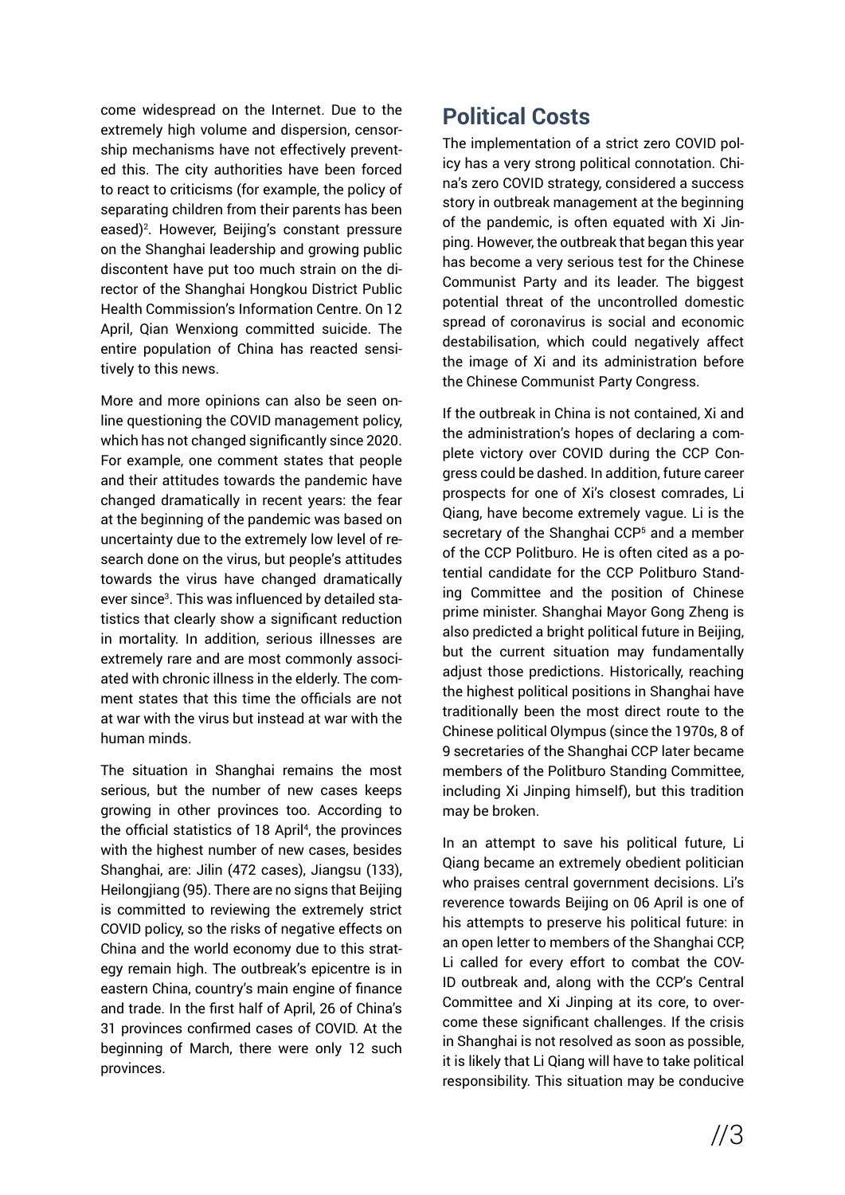come widespread on the Internet. Due to the extremely high volume and dispersion, censorship mechanisms have not effectively prevented this. The city authorities have been forced to react to criticisms (for example, the policy of separating children from their parents has been eased)[2]. However, Beijing's constant pressure on the Shanghai leadership and growing public discontent have put too much strain on the director of the Shanghai Hongkou District Public Health Commission's Information Centre. On 12 April, Qian Wenxiong committed suicide. The entire population of China has reacted sensitively to this news.

More and more opinions can also be seen online questioning the COVID management policy, which has not changed significantly since 2020. For example, one comment states that people and their attitudes towards the pandemic have changed dramatically in recent years: the fear at the beginning of the pandemic was based on uncertainty due to the extremely low level of research done on the virus, but people's attitudes towards the virus have changed dramatically ever since[3]. This was influenced by detailed statistics that clearly show a significant reduction in mortality. In addition, serious illnesses are extremely rare and are most commonly associated with chronic illness in the elderly. The comment states that this time the officials are not at war with the virus but instead at war with the human minds.

The situation in Shanghai remains the most serious, but the number of new cases keeps growing in other provinces too. According to the official statistics of 18 April[4], the provinces with the highest number of new cases, besides Shanghai, are: Jilin (472 cases), Jiangsu (133), Heilongjiang (95). There are no signs that Beijing is committed to reviewing the extremely strict COVID policy, so the risks of negative effects on China and the world economy due to this strategy remain high. The outbreak's epicentre is in eastern China, country's main engine of finance and trade. In the first half of April, 26 of China's 31 provinces confirmed cases of COVID. At the beginning of March, there were only 12 such provinces.

## Political Costs

The implementation of a strict zero COVID policy has a very strong political connotation. China's zero COVID strategy, considered a success story in outbreak management at the beginning of the pandemic, is often equated with Xi Jinping. However, the outbreak that began this year has become a very serious test for the Chinese Communist Party and its leader. The biggest potential threat of the uncontrolled domestic spread of coronavirus is social and economic destabilisation, which could negatively affect the image of Xi and his administration before the Chinese Communist Party Congress.

If the outbreak in China is not contained, Xi and the administration's hopes of declaring a complete victory over COVID during the CCP Congress could be dashed. In addition, future career prospects for one of Xi's closest comrades, Li Qiang, have become extremely vague. Li is the secretary of the Shanghai CCP[5] and a member of the CCP Politburo. He is often cited as a potential candidate for the CCP Politburo Standing Committee and the position of Chinese prime minister. Shanghai Mayor Gong Zheng is also predicted a bright political future in Beijing, but the current situation may fundamentally adjust those predictions. Historically, reaching the highest political positions in Shanghai have traditionally been the most direct route to the Chinese political Olympus (since the 1970s, 8 of 9 secretaries of the Shanghai CCP later became members of the Politburo Standing Committee, including Xi Jinping himself), but this tradition may be broken.

In an attempt to save his political future, Li Qiang became an extremely obedient politician who praises central government decisions. Li's reverence towards Beijing on 06 April is one of his attempts to preserve his political future: in an open letter to members of the Shanghai CCP, Li called for every effort to combat the COVID outbreak and, along with the CCP's Central Committee and Xi Jinping at its core, to overcome these significant challenges. If the crisis in Shanghai is not resolved as soon as possible, it is likely that Li Qiang will have to take political responsibility. This situation may be conducive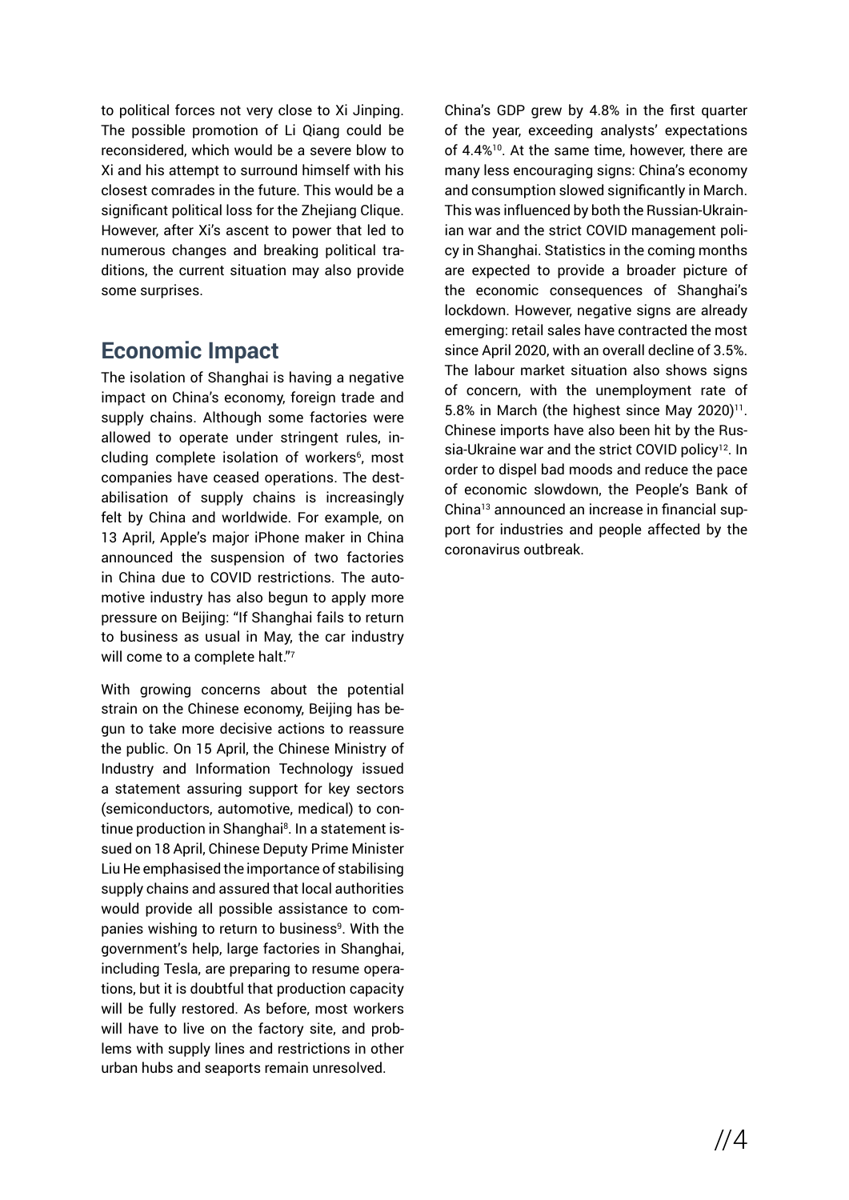to political forces not very close to Xi Jinping. The possible promotion of Li Qiang could be reconsidered, which would be a severe blow to Xi and his attempt to surround himself with his closest comrades in the future. This would be a significant political loss for the Zhejiang Clique. However, after Xi's ascent to power that led to numerous changes and breaking political traditions, the current situation may also provide some surprises.

## Economic Impact

The isolation of Shanghai is having a negative impact on China's economy, foreign trade and supply chains. Although some factories were allowed to operate under stringent rules, including complete isolation of workers[6], most companies have ceased operations. The destabilisation of supply chains is increasingly felt by China and worldwide. For example, on 13 April, Apple's major iPhone maker in China announced the suspension of two factories in China due to COVID restrictions. The automotive industry has also begun to apply more pressure on Beijing: "If Shanghai fails to return to business as usual in May, the car industry will come to a complete halt."[7]

With growing concerns about the potential strain on the Chinese economy, Beijing has begun to take more decisive actions to reassure the public. On 15 April, the Chinese Ministry of Industry and Information Technology issued a statement assuring support for key sectors (semiconductors, automotive, medical) to continue production in Shanghai[8]. In a statement issued on 18 April, Chinese Deputy Prime Minister Liu He emphasised the importance of stabilising supply chains and assured that local authorities would provide all possible assistance to companies wishing to return to business[9]. With the government's help, large factories in Shanghai, including Tesla, are preparing to resume operations, but it is doubtful that production capacity will be fully restored. As before, most workers will have to live on the factory site, and problems with supply lines and restrictions in other urban hubs and seaports remain unresolved.

China's GDP grew by 4.8% in the first quarter of the year, exceeding analysts' expectations of 4.4%[10]. At the same time, however, there are many less encouraging signs: China's economy and consumption slowed significantly in March. This was influenced by both the Russian-Ukrainian war and the strict COVID management policy in Shanghai. Statistics in the coming months are expected to provide a broader picture of the economic consequences of Shanghai's lockdown. However, negative signs are already emerging: retail sales have contracted the most since April 2020, with an overall decline of 3.5%. The labour market situation also shows signs of concern, with the unemployment rate of 5.8% in March (the highest since May 2020)[11]. Chinese imports have also been hit by the Russia-Ukraine war and the strict COVID policy[12]. In order to dispel bad moods and reduce the pace of economic slowdown, the People's Bank of China[13] announced an increase in financial support for industries and people affected by the coronavirus outbreak.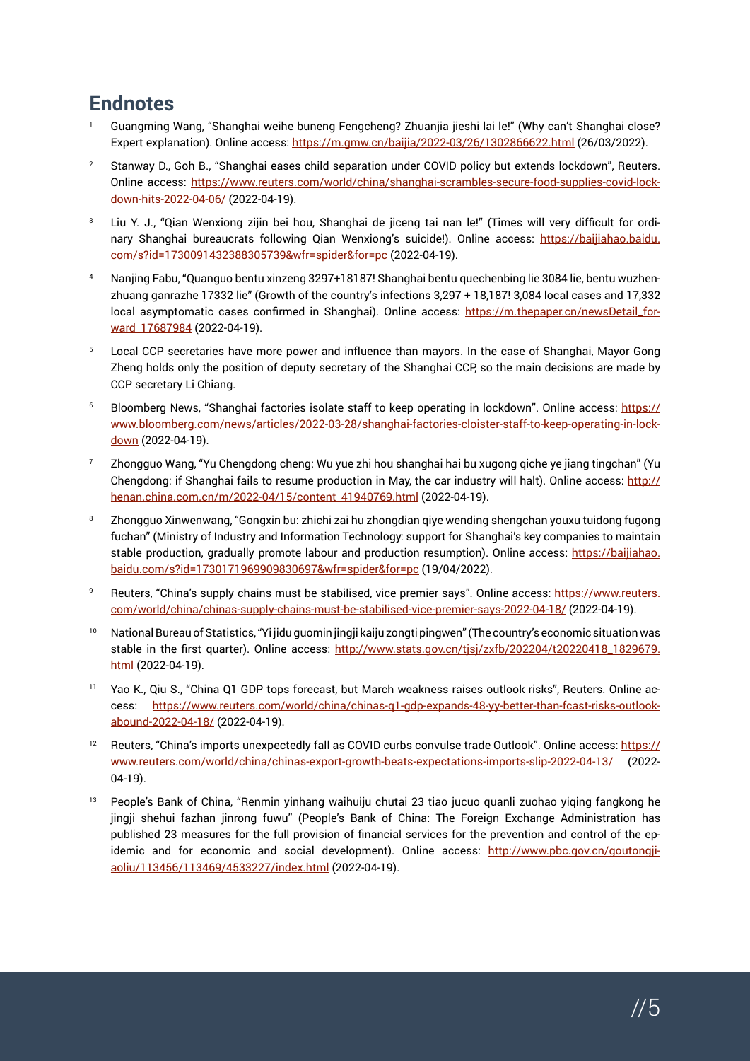## Endnotes

1. Guangming Wang, "Shanghai weihe buneng Fengcheng? Zhuanjia jieshi lai le!" (Why can't Shanghai close? Expert explanation). Online access: https://m.gmw.cn/baijia/2022-03/26/1302866622.html (26/03/2022).

2. Stanway D., Goh B., "Shanghai eases child separation under COVID policy but extends lockdown", Reuters. Online access: https://www.reuters.com/world/china/shanghai-scrambles-secure-food-supplies-covid-lockdown-hits-2022-04-06/ (2022-04-19).

3. Liu Y. J., "Qian Wenxiong zijin bei hou, Shanghai de jiceng tai nan le!" (Times will very difficult for ordinary Shanghai bureaucrats following Qian Wenxiong's suicide!). Online access: https://baijiahao.baidu.com/s?id=1730091432388305739&wfr=spider&for=pc (2022-04-19).

4. Nanjing Fabu, "Quanguo bentu xinzeng 3297+18187! Shanghai bentu quechenbing lie 3084 lie, bentu wuzhenzhuang ganrazhe 17332 lie" (Growth of the country's infections 3,297 + 18,187! 3,084 local cases and 17,332 local asymptomatic cases confirmed in Shanghai). Online access: https://m.thepaper.cn/newsDetail_forward_17687984 (2022-04-19).

5. Local CCP secretaries have more power and influence than mayors. In the case of Shanghai, Mayor Gong Zheng holds only the position of deputy secretary of the Shanghai CCP, so the main decisions are made by CCP secretary Li Chiang.

6. Bloomberg News, "Shanghai factories isolate staff to keep operating in lockdown". Online access: https://www.bloomberg.com/news/articles/2022-03-28/shanghai-factories-cloister-staff-to-keep-operating-in-lockdown (2022-04-19).

7. Zhongguo Wang, "Yu Chengdong cheng: Wu yue zhi hou shanghai hai bu xugong qiche ye jiang tingchan" (Yu Chengdong: if Shanghai fails to resume production in May, the car industry will halt). Online access: http://henan.china.com.cn/m/2022-04/15/content_41940769.html (2022-04-19).

8. Zhongguo Xinwenwang, "Gongxin bu: zhichi zai hu zhongdian qiye wending shengchan youxu tuidong fugong fuchan" (Ministry of Industry and Information Technology: support for Shanghai's key companies to maintain stable production, gradually promote labour and production resumption). Online access: https://baijiahao.baidu.com/s?id=1730171969909830697&wfr=spider&for=pc (19/04/2022).

9. Reuters, "China's supply chains must be stabilised, vice premier says". Online access: https://www.reuters.com/world/china/chinas-supply-chains-must-be-stabilised-vice-premier-says-2022-04-18/ (2022-04-19).

10. National Bureau of Statistics, "Yi jidu guomin jingji kaiju zongti pingwen" (The country's economic situation was stable in the first quarter). Online access: http://www.stats.gov.cn/tjsj/zxfb/202204/t20220418_1829679.html (2022-04-19).

11. Yao K., Qiu S., "China Q1 GDP tops forecast, but March weakness raises outlook risks", Reuters. Online access: https://www.reuters.com/world/china/chinas-q1-gdp-expands-48-yy-better-than-fcast-risks-outlook-abound-2022-04-18/ (2022-04-19).

12. Reuters, "China's imports unexpectedly fall as COVID curbs convulse trade Outlook". Online access: https://www.reuters.com/world/china/chinas-export-growth-beats-expectations-imports-slip-2022-04-13/ (2022-04-19).

13. People's Bank of China, "Renmin yinhang waihuiju chutai 23 tiao jucuo quanli zuohao yiqing fangkong he jingji shehui fazhan jinrong fuwu" (People's Bank of China: The Foreign Exchange Administration has published 23 measures for the full provision of financial services for the prevention and control of the epidemic and for economic and social development). Online access: http://www.pbc.gov.cn/goutongjiaoliu/113456/113469/4533227/index.html (2022-04-19).